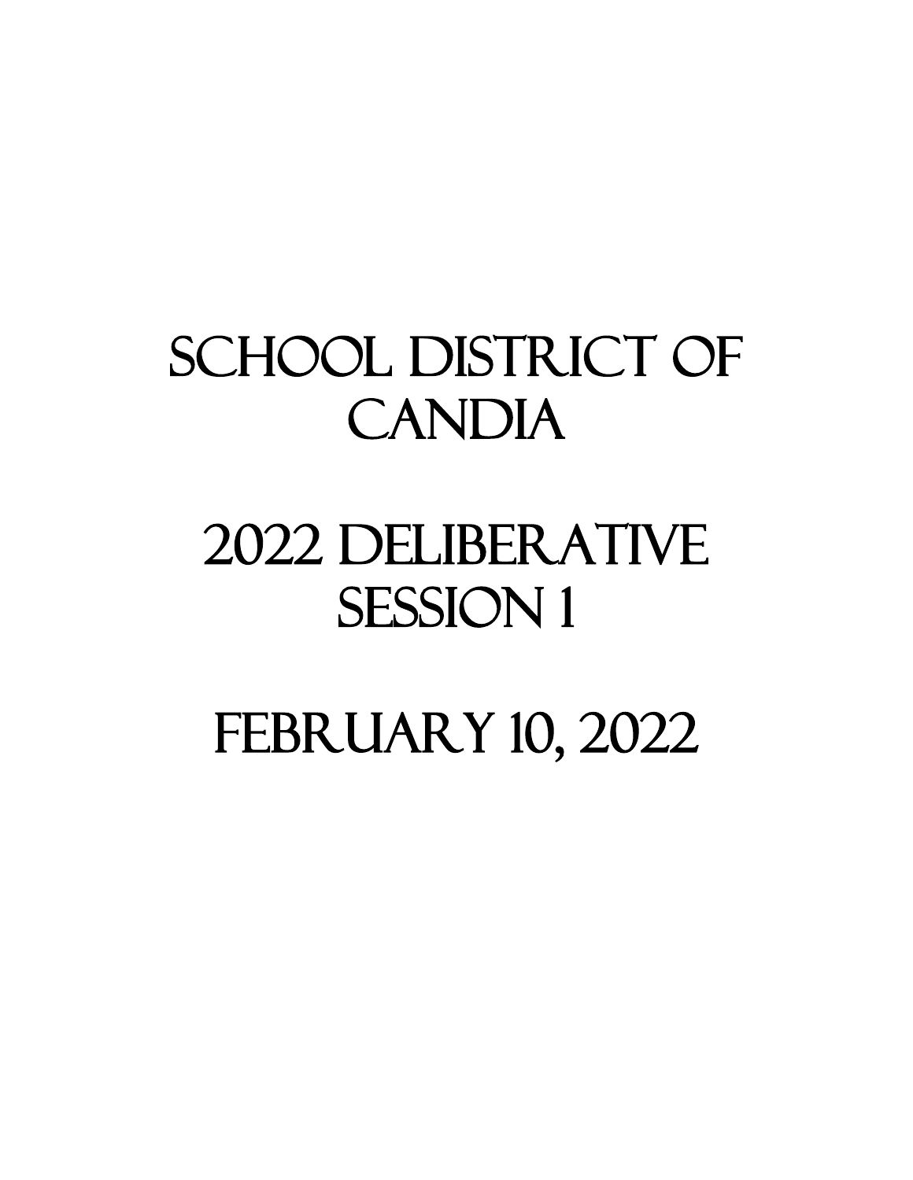# SCHOOL DISTRICT OF CANDIA

# 2022 DELIBERATIVE SESSION 1

# FEBRUARY 10, 2022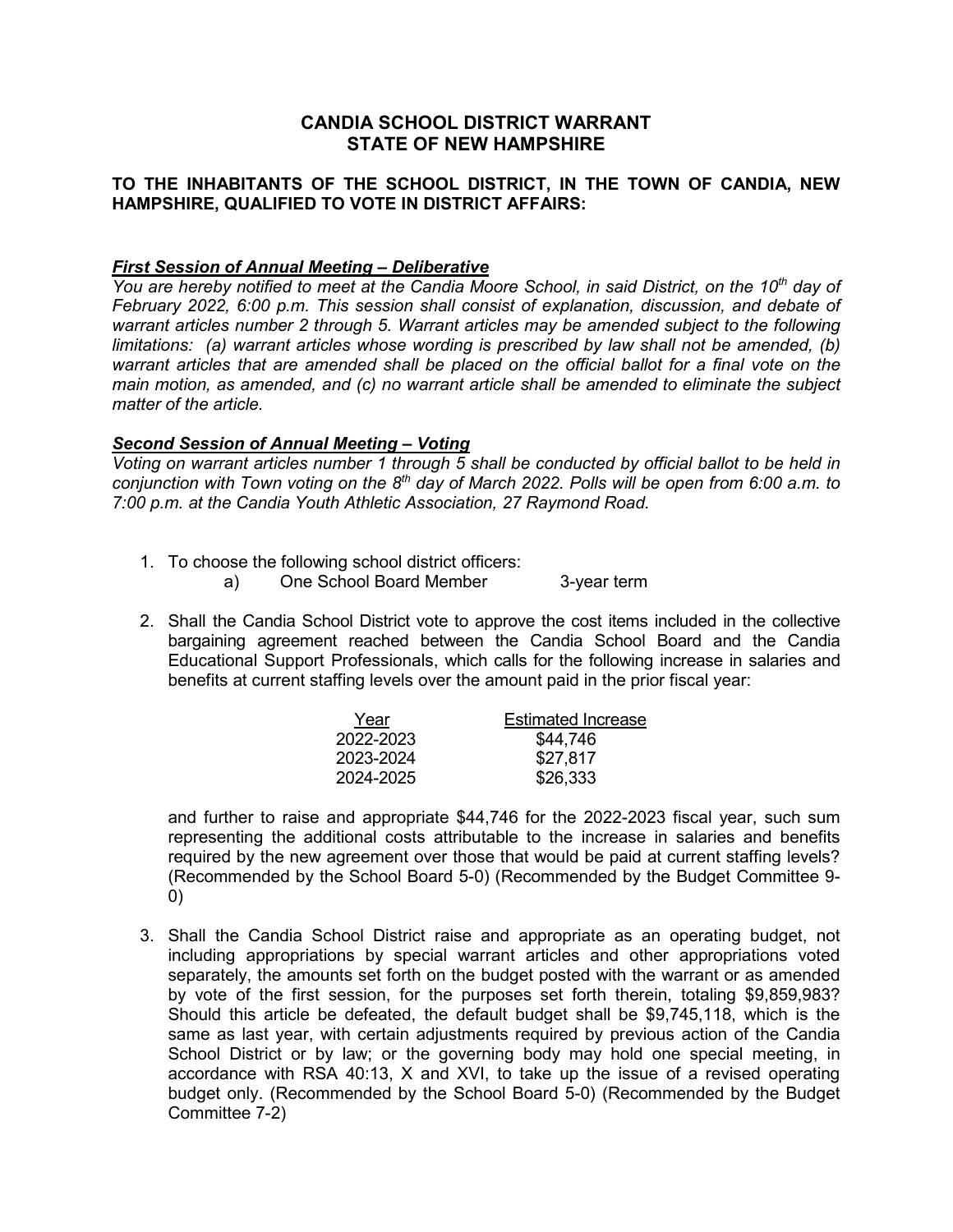# CANDIA SCHOOL DISTRICT WARRANT
# STATE OF NEW HAMPSHIRE

**TO THE INHABITANTS OF THE SCHOOL DISTRICT, IN THE TOWN OF CANDIA, NEW HAMPSHIRE, QUALIFIED TO VOTE IN DISTRICT AFFAIRS:**

***First Session of Annual Meeting – Deliberative***

*You are hereby notified to meet at the Candia Moore School, in said District, on the 10th day of February 2022, 6:00 p.m. This session shall consist of explanation, discussion, and debate of warrant articles number 2 through 5. Warrant articles may be amended subject to the following limitations: (a) warrant articles whose wording is prescribed by law shall not be amended, (b) warrant articles that are amended shall be placed on the official ballot for a final vote on the main motion, as amended, and (c) no warrant article shall be amended to eliminate the subject matter of the article.*

***Second Session of Annual Meeting – Voting***

*Voting on warrant articles number 1 through 5 shall be conducted by official ballot to be held in conjunction with Town voting on the 8th day of March 2022. Polls will be open from 6:00 a.m. to 7:00 p.m. at the Candia Youth Athletic Association, 27 Raymond Road.*

1. To choose the following school district officers:
   a) One School Board Member 3-year term

2. Shall the Candia School District vote to approve the cost items included in the collective bargaining agreement reached between the Candia School Board and the Candia Educational Support Professionals, which calls for the following increase in salaries and benefits at current staffing levels over the amount paid in the prior fiscal year:

   | Year | Estimated Increase |
   |---|---|
   | 2022-2023 | $44,746 |
   | 2023-2024 | $27,817 |
   | 2024-2025 | $26,333 |

   and further to raise and appropriate $44,746 for the 2022-2023 fiscal year, such sum representing the additional costs attributable to the increase in salaries and benefits required by the new agreement over those that would be paid at current staffing levels? (Recommended by the School Board 5-0) (Recommended by the Budget Committee 9-0)

3. Shall the Candia School District raise and appropriate as an operating budget, not including appropriations by special warrant articles and other appropriations voted separately, the amounts set forth on the budget posted with the warrant or as amended by vote of the first session, for the purposes set forth therein, totaling $9,859,983? Should this article be defeated, the default budget shall be $9,745,118, which is the same as last year, with certain adjustments required by previous action of the Candia School District or by law; or the governing body may hold one special meeting, in accordance with RSA 40:13, X and XVI, to take up the issue of a revised operating budget only. (Recommended by the School Board 5-0) (Recommended by the Budget Committee 7-2)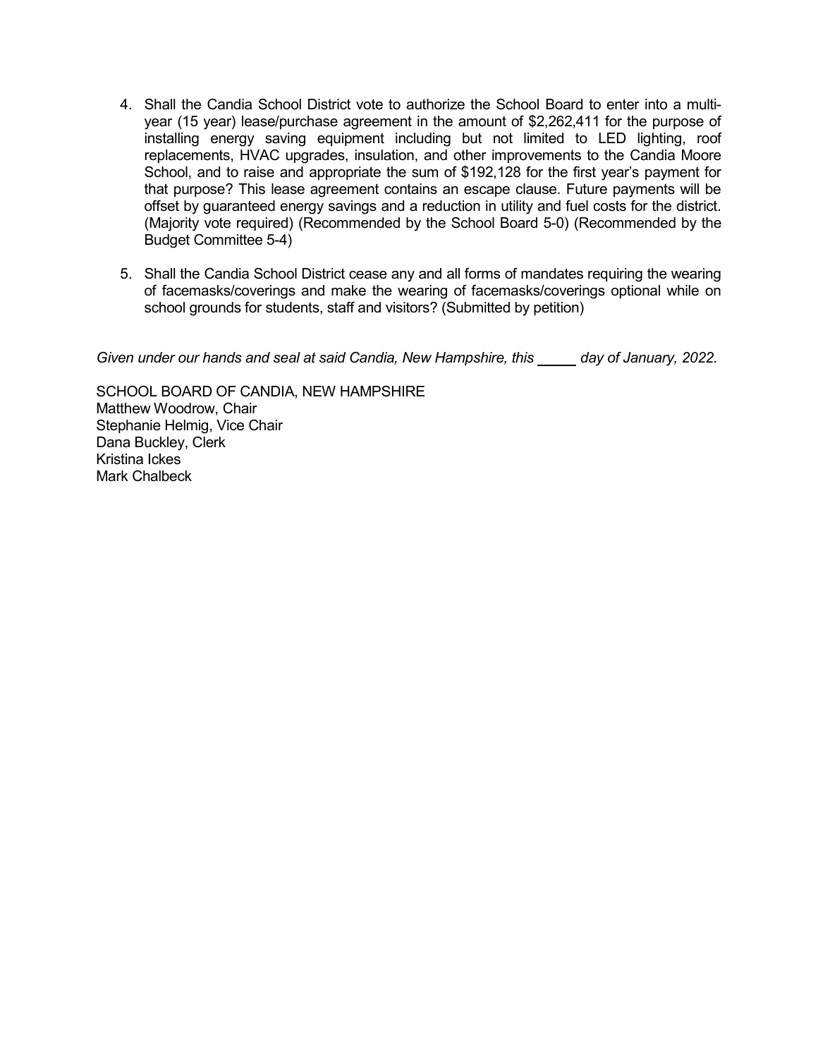4. Shall the Candia School District vote to authorize the School Board to enter into a multi-year (15 year) lease/purchase agreement in the amount of $2,262,411 for the purpose of installing energy saving equipment including but not limited to LED lighting, roof replacements, HVAC upgrades, insulation, and other improvements to the Candia Moore School, and to raise and appropriate the sum of $192,128 for the first year's payment for that purpose? This lease agreement contains an escape clause. Future payments will be offset by guaranteed energy savings and a reduction in utility and fuel costs for the district. (Majority vote required) (Recommended by the School Board 5-0) (Recommended by the Budget Committee 5-4)

5. Shall the Candia School District cease any and all forms of mandates requiring the wearing of facemasks/coverings and make the wearing of facemasks/coverings optional while on school grounds for students, staff and visitors? (Submitted by petition)

*Given under our hands and seal at said Candia, New Hampshire, this _____ day of January, 2022.*

SCHOOL BOARD OF CANDIA, NEW HAMPSHIRE
Matthew Woodrow, Chair
Stephanie Helmig, Vice Chair
Dana Buckley, Clerk
Kristina Ickes
Mark Chalbeck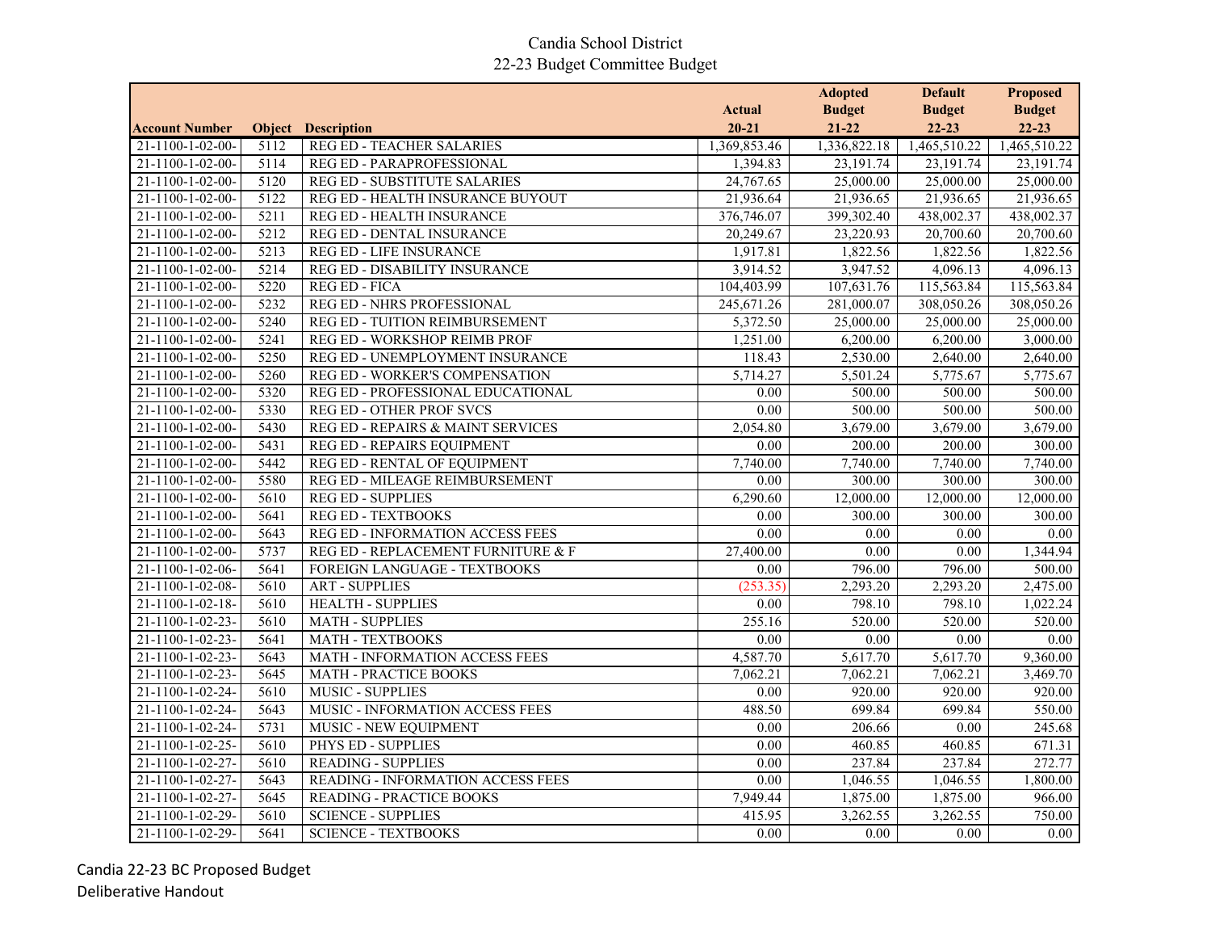Candia School District

22-23 Budget Committee Budget

| Account Number | Object | Description | Actual 20-21 | Adopted Budget 21-22 | Default Budget 22-23 | Proposed Budget 22-23 |
|---|---|---|---|---|---|---|
| 21-1100-1-02-00- | 5112 | REG ED - TEACHER SALARIES | 1,369,853.46 | 1,336,822.18 | 1,465,510.22 | 1,465,510.22 |
| 21-1100-1-02-00- | 5114 | REG ED - PARAPROFESSIONAL | 1,394.83 | 23,191.74 | 23,191.74 | 23,191.74 |
| 21-1100-1-02-00- | 5120 | REG ED - SUBSTITUTE SALARIES | 24,767.65 | 25,000.00 | 25,000.00 | 25,000.00 |
| 21-1100-1-02-00- | 5122 | REG ED - HEALTH INSURANCE BUYOUT | 21,936.64 | 21,936.65 | 21,936.65 | 21,936.65 |
| 21-1100-1-02-00- | 5211 | REG ED - HEALTH INSURANCE | 376,746.07 | 399,302.40 | 438,002.37 | 438,002.37 |
| 21-1100-1-02-00- | 5212 | REG ED - DENTAL INSURANCE | 20,249.67 | 23,220.93 | 20,700.60 | 20,700.60 |
| 21-1100-1-02-00- | 5213 | REG ED - LIFE INSURANCE | 1,917.81 | 1,822.56 | 1,822.56 | 1,822.56 |
| 21-1100-1-02-00- | 5214 | REG ED - DISABILITY INSURANCE | 3,914.52 | 3,947.52 | 4,096.13 | 4,096.13 |
| 21-1100-1-02-00- | 5220 | REG ED - FICA | 104,403.99 | 107,631.76 | 115,563.84 | 115,563.84 |
| 21-1100-1-02-00- | 5232 | REG ED - NHRS PROFESSIONAL | 245,671.26 | 281,000.07 | 308,050.26 | 308,050.26 |
| 21-1100-1-02-00- | 5240 | REG ED - TUITION REIMBURSEMENT | 5,372.50 | 25,000.00 | 25,000.00 | 25,000.00 |
| 21-1100-1-02-00- | 5241 | REG ED - WORKSHOP REIMB PROF | 1,251.00 | 6,200.00 | 6,200.00 | 3,000.00 |
| 21-1100-1-02-00- | 5250 | REG ED - UNEMPLOYMENT INSURANCE | 118.43 | 2,530.00 | 2,640.00 | 2,640.00 |
| 21-1100-1-02-00- | 5260 | REG ED - WORKER'S COMPENSATION | 5,714.27 | 5,501.24 | 5,775.67 | 5,775.67 |
| 21-1100-1-02-00- | 5320 | REG ED - PROFESSIONAL EDUCATIONAL | 0.00 | 500.00 | 500.00 | 500.00 |
| 21-1100-1-02-00- | 5330 | REG ED - OTHER PROF SVCS | 0.00 | 500.00 | 500.00 | 500.00 |
| 21-1100-1-02-00- | 5430 | REG ED - REPAIRS & MAINT SERVICES | 2,054.80 | 3,679.00 | 3,679.00 | 3,679.00 |
| 21-1100-1-02-00- | 5431 | REG ED - REPAIRS EQUIPMENT | 0.00 | 200.00 | 200.00 | 300.00 |
| 21-1100-1-02-00- | 5442 | REG ED - RENTAL OF EQUIPMENT | 7,740.00 | 7,740.00 | 7,740.00 | 7,740.00 |
| 21-1100-1-02-00- | 5580 | REG ED - MILEAGE REIMBURSEMENT | 0.00 | 300.00 | 300.00 | 300.00 |
| 21-1100-1-02-00- | 5610 | REG ED - SUPPLIES | 6,290.60 | 12,000.00 | 12,000.00 | 12,000.00 |
| 21-1100-1-02-00- | 5641 | REG ED - TEXTBOOKS | 0.00 | 300.00 | 300.00 | 300.00 |
| 21-1100-1-02-00- | 5643 | REG ED - INFORMATION ACCESS FEES | 0.00 | 0.00 | 0.00 | 0.00 |
| 21-1100-1-02-00- | 5737 | REG ED - REPLACEMENT FURNITURE & F | 27,400.00 | 0.00 | 0.00 | 1,344.94 |
| 21-1100-1-02-06- | 5641 | FOREIGN LANGUAGE - TEXTBOOKS | 0.00 | 796.00 | 796.00 | 500.00 |
| 21-1100-1-02-08- | 5610 | ART - SUPPLIES | (253.35) | 2,293.20 | 2,293.20 | 2,475.00 |
| 21-1100-1-02-18- | 5610 | HEALTH - SUPPLIES | 0.00 | 798.10 | 798.10 | 1,022.24 |
| 21-1100-1-02-23- | 5610 | MATH - SUPPLIES | 255.16 | 520.00 | 520.00 | 520.00 |
| 21-1100-1-02-23- | 5641 | MATH - TEXTBOOKS | 0.00 | 0.00 | 0.00 | 0.00 |
| 21-1100-1-02-23- | 5643 | MATH - INFORMATION ACCESS FEES | 4,587.70 | 5,617.70 | 5,617.70 | 9,360.00 |
| 21-1100-1-02-23- | 5645 | MATH - PRACTICE BOOKS | 7,062.21 | 7,062.21 | 7,062.21 | 3,469.70 |
| 21-1100-1-02-24- | 5610 | MUSIC - SUPPLIES | 0.00 | 920.00 | 920.00 | 920.00 |
| 21-1100-1-02-24- | 5643 | MUSIC - INFORMATION ACCESS FEES | 488.50 | 699.84 | 699.84 | 550.00 |
| 21-1100-1-02-24- | 5731 | MUSIC - NEW EQUIPMENT | 0.00 | 206.66 | 0.00 | 245.68 |
| 21-1100-1-02-25- | 5610 | PHYS ED - SUPPLIES | 0.00 | 460.85 | 460.85 | 671.31 |
| 21-1100-1-02-27- | 5610 | READING - SUPPLIES | 0.00 | 237.84 | 237.84 | 272.77 |
| 21-1100-1-02-27- | 5643 | READING - INFORMATION ACCESS FEES | 0.00 | 1,046.55 | 1,046.55 | 1,800.00 |
| 21-1100-1-02-27- | 5645 | READING - PRACTICE BOOKS | 7,949.44 | 1,875.00 | 1,875.00 | 966.00 |
| 21-1100-1-02-29- | 5610 | SCIENCE - SUPPLIES | 415.95 | 3,262.55 | 3,262.55 | 750.00 |
| 21-1100-1-02-29- | 5641 | SCIENCE - TEXTBOOKS | 0.00 | 0.00 | 0.00 | 0.00 |

Candia 22-23 BC Proposed Budget
Deliberative Handout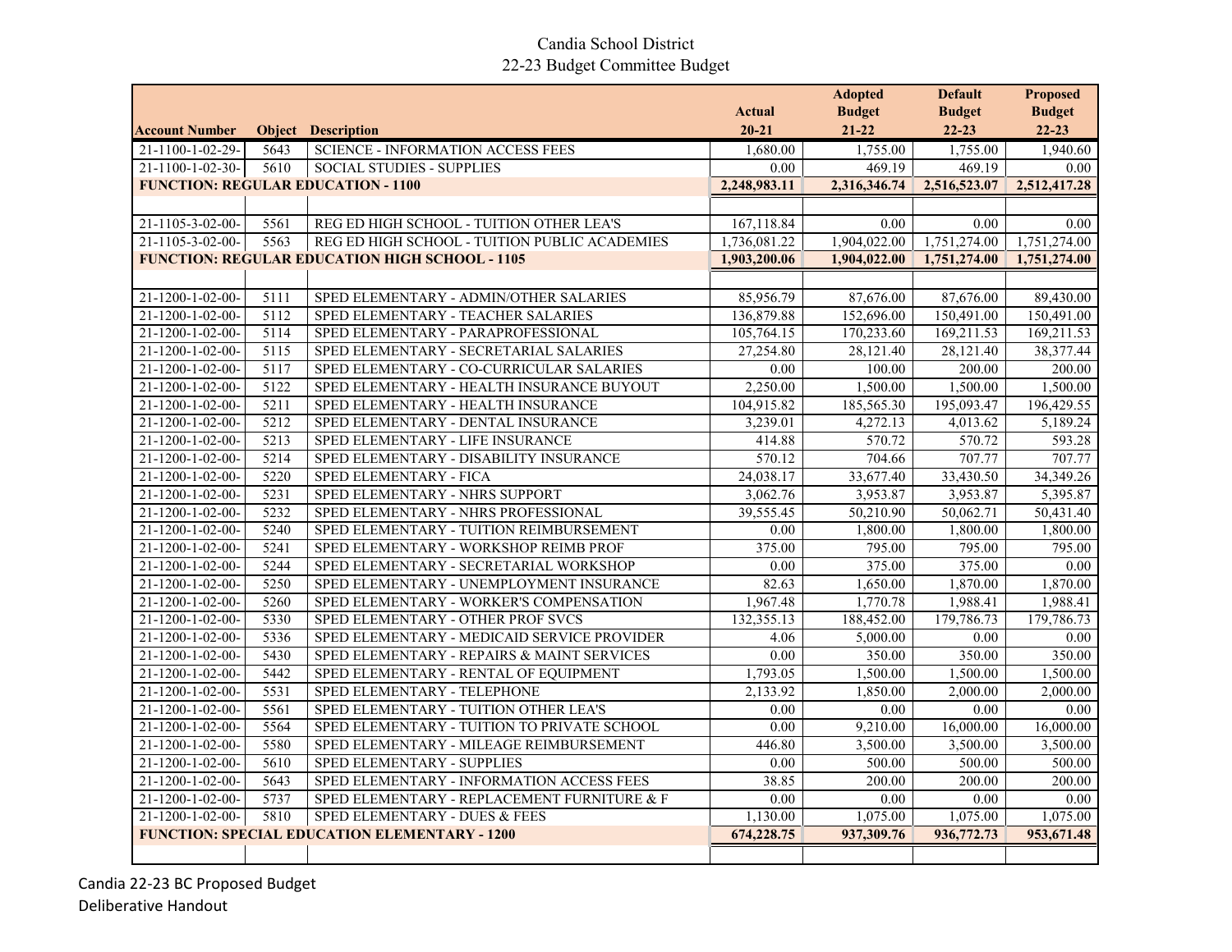Candia School District
22-23 Budget Committee Budget

| Account Number | Object | Description | Actual 20-21 | Adopted Budget 21-22 | Default Budget 22-23 | Proposed Budget 22-23 |
|---|---|---|---|---|---|---|
| 21-1100-1-02-29- | 5643 | SCIENCE - INFORMATION ACCESS FEES | 1,680.00 | 1,755.00 | 1,755.00 | 1,940.60 |
| 21-1100-1-02-30- | 5610 | SOCIAL STUDIES - SUPPLIES | 0.00 | 469.19 | 469.19 | 0.00 |
| **FUNCTION: REGULAR EDUCATION - 1100** | | | **2,248,983.11** | **2,316,346.74** | **2,516,523.07** | **2,512,417.28** |
| | | | | | | |
| 21-1105-3-02-00- | 5561 | REG ED HIGH SCHOOL - TUITION OTHER LEA'S | 167,118.84 | 0.00 | 0.00 | 0.00 |
| 21-1105-3-02-00- | 5563 | REG ED HIGH SCHOOL - TUITION PUBLIC ACADEMIES | 1,736,081.22 | 1,904,022.00 | 1,751,274.00 | 1,751,274.00 |
| **FUNCTION: REGULAR EDUCATION HIGH SCHOOL - 1105** | | | **1,903,200.06** | **1,904,022.00** | **1,751,274.00** | **1,751,274.00** |
| | | | | | | |
| 21-1200-1-02-00- | 5111 | SPED ELEMENTARY - ADMIN/OTHER SALARIES | 85,956.79 | 87,676.00 | 87,676.00 | 89,430.00 |
| 21-1200-1-02-00- | 5112 | SPED ELEMENTARY - TEACHER SALARIES | 136,879.88 | 152,696.00 | 150,491.00 | 150,491.00 |
| 21-1200-1-02-00- | 5114 | SPED ELEMENTARY - PARAPROFESSIONAL | 105,764.15 | 170,233.60 | 169,211.53 | 169,211.53 |
| 21-1200-1-02-00- | 5115 | SPED ELEMENTARY - SECRETARIAL SALARIES | 27,254.80 | 28,121.40 | 28,121.40 | 38,377.44 |
| 21-1200-1-02-00- | 5117 | SPED ELEMENTARY - CO-CURRICULAR SALARIES | 0.00 | 100.00 | 200.00 | 200.00 |
| 21-1200-1-02-00- | 5122 | SPED ELEMENTARY - HEALTH INSURANCE BUYOUT | 2,250.00 | 1,500.00 | 1,500.00 | 1,500.00 |
| 21-1200-1-02-00- | 5211 | SPED ELEMENTARY - HEALTH INSURANCE | 104,915.82 | 185,565.30 | 195,093.47 | 196,429.55 |
| 21-1200-1-02-00- | 5212 | SPED ELEMENTARY - DENTAL INSURANCE | 3,239.01 | 4,272.13 | 4,013.62 | 5,189.24 |
| 21-1200-1-02-00- | 5213 | SPED ELEMENTARY - LIFE INSURANCE | 414.88 | 570.72 | 570.72 | 593.28 |
| 21-1200-1-02-00- | 5214 | SPED ELEMENTARY - DISABILITY INSURANCE | 570.12 | 704.66 | 707.77 | 707.77 |
| 21-1200-1-02-00- | 5220 | SPED ELEMENTARY - FICA | 24,038.17 | 33,677.40 | 33,430.50 | 34,349.26 |
| 21-1200-1-02-00- | 5231 | SPED ELEMENTARY - NHRS SUPPORT | 3,062.76 | 3,953.87 | 3,953.87 | 5,395.87 |
| 21-1200-1-02-00- | 5232 | SPED ELEMENTARY - NHRS PROFESSIONAL | 39,555.45 | 50,210.90 | 50,062.71 | 50,431.40 |
| 21-1200-1-02-00- | 5240 | SPED ELEMENTARY - TUITION REIMBURSEMENT | 0.00 | 1,800.00 | 1,800.00 | 1,800.00 |
| 21-1200-1-02-00- | 5241 | SPED ELEMENTARY - WORKSHOP REIMB PROF | 375.00 | 795.00 | 795.00 | 795.00 |
| 21-1200-1-02-00- | 5244 | SPED ELEMENTARY - SECRETARIAL WORKSHOP | 0.00 | 375.00 | 375.00 | 0.00 |
| 21-1200-1-02-00- | 5250 | SPED ELEMENTARY - UNEMPLOYMENT INSURANCE | 82.63 | 1,650.00 | 1,870.00 | 1,870.00 |
| 21-1200-1-02-00- | 5260 | SPED ELEMENTARY - WORKER'S COMPENSATION | 1,967.48 | 1,770.78 | 1,988.41 | 1,988.41 |
| 21-1200-1-02-00- | 5330 | SPED ELEMENTARY - OTHER PROF SVCS | 132,355.13 | 188,452.00 | 179,786.73 | 179,786.73 |
| 21-1200-1-02-00- | 5336 | SPED ELEMENTARY - MEDICAID SERVICE PROVIDER | 4.06 | 5,000.00 | 0.00 | 0.00 |
| 21-1200-1-02-00- | 5430 | SPED ELEMENTARY - REPAIRS & MAINT SERVICES | 0.00 | 350.00 | 350.00 | 350.00 |
| 21-1200-1-02-00- | 5442 | SPED ELEMENTARY - RENTAL OF EQUIPMENT | 1,793.05 | 1,500.00 | 1,500.00 | 1,500.00 |
| 21-1200-1-02-00- | 5531 | SPED ELEMENTARY - TELEPHONE | 2,133.92 | 1,850.00 | 2,000.00 | 2,000.00 |
| 21-1200-1-02-00- | 5561 | SPED ELEMENTARY - TUITION OTHER LEA'S | 0.00 | 0.00 | 0.00 | 0.00 |
| 21-1200-1-02-00- | 5564 | SPED ELEMENTARY - TUITION TO PRIVATE SCHOOL | 0.00 | 9,210.00 | 16,000.00 | 16,000.00 |
| 21-1200-1-02-00- | 5580 | SPED ELEMENTARY - MILEAGE REIMBURSEMENT | 446.80 | 3,500.00 | 3,500.00 | 3,500.00 |
| 21-1200-1-02-00- | 5610 | SPED ELEMENTARY - SUPPLIES | 0.00 | 500.00 | 500.00 | 500.00 |
| 21-1200-1-02-00- | 5643 | SPED ELEMENTARY - INFORMATION ACCESS FEES | 38.85 | 200.00 | 200.00 | 200.00 |
| 21-1200-1-02-00- | 5737 | SPED ELEMENTARY - REPLACEMENT FURNITURE & F | 0.00 | 0.00 | 0.00 | 0.00 |
| 21-1200-1-02-00- | 5810 | SPED ELEMENTARY - DUES & FEES | 1,130.00 | 1,075.00 | 1,075.00 | 1,075.00 |
| **FUNCTION: SPECIAL EDUCATION ELEMENTARY - 1200** | | | **674,228.75** | **937,309.76** | **936,772.73** | **953,671.48** |

Candia 22-23 BC Proposed Budget
Deliberative Handout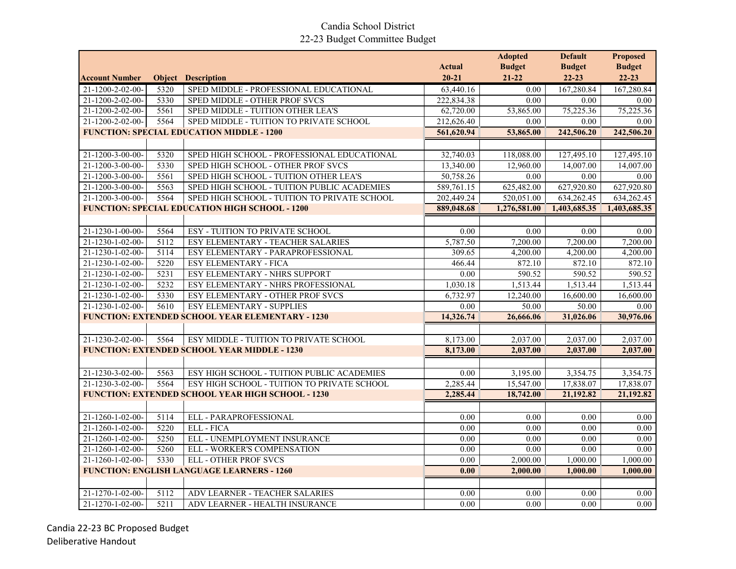# Candia School District
## 22-23 Budget Committee Budget

| Account Number | Object | Description | Actual 20-21 | Adopted Budget 21-22 | Default Budget 22-23 | Proposed Budget 22-23 |
|---|---|---|---|---|---|---|
| 21-1200-2-02-00- | 5320 | SPED MIDDLE - PROFESSIONAL EDUCATIONAL | 63,440.16 | 0.00 | 167,280.84 | 167,280.84 |
| 21-1200-2-02-00- | 5330 | SPED MIDDLE - OTHER PROF SVCS | 222,834.38 | 0.00 | 0.00 | 0.00 |
| 21-1200-2-02-00- | 5561 | SPED MIDDLE - TUITION OTHER LEA'S | 62,720.00 | 53,865.00 | 75,225.36 | 75,225.36 |
| 21-1200-2-02-00- | 5564 | SPED MIDDLE - TUITION TO PRIVATE SCHOOL | 212,626.40 | 0.00 | 0.00 | 0.00 |
| **FUNCTION: SPECIAL EDUCATION MIDDLE - 1200** | | | **561,620.94** | **53,865.00** | **242,506.20** | **242,506.20** |
| | | | | | | |
| 21-1200-3-00-00- | 5320 | SPED HIGH SCHOOL - PROFESSIONAL EDUCATIONAL | 32,740.03 | 118,088.00 | 127,495.10 | 127,495.10 |
| 21-1200-3-00-00- | 5330 | SPED HIGH SCHOOL - OTHER PROF SVCS | 13,340.00 | 12,960.00 | 14,007.00 | 14,007.00 |
| 21-1200-3-00-00- | 5561 | SPED HIGH SCHOOL - TUITION OTHER LEA'S | 50,758.26 | 0.00 | 0.00 | 0.00 |
| 21-1200-3-00-00- | 5563 | SPED HIGH SCHOOL - TUITION PUBLIC ACADEMIES | 589,761.15 | 625,482.00 | 627,920.80 | 627,920.80 |
| 21-1200-3-00-00- | 5564 | SPED HIGH SCHOOL - TUITION TO PRIVATE SCHOOL | 202,449.24 | 520,051.00 | 634,262.45 | 634,262.45 |
| **FUNCTION: SPECIAL EDUCATION HIGH SCHOOL - 1200** | | | **889,048.68** | **1,276,581.00** | **1,403,685.35** | **1,403,685.35** |
| | | | | | | |
| 21-1230-1-00-00- | 5564 | ESY - TUITION TO PRIVATE SCHOOL | 0.00 | 0.00 | 0.00 | 0.00 |
| 21-1230-1-02-00- | 5112 | ESY ELEMENTARY - TEACHER SALARIES | 5,787.50 | 7,200.00 | 7,200.00 | 7,200.00 |
| 21-1230-1-02-00- | 5114 | ESY ELEMENTARY - PARAPROFESSIONAL | 309.65 | 4,200.00 | 4,200.00 | 4,200.00 |
| 21-1230-1-02-00- | 5220 | ESY ELEMENTARY - FICA | 466.44 | 872.10 | 872.10 | 872.10 |
| 21-1230-1-02-00- | 5231 | ESY ELEMENTARY - NHRS SUPPORT | 0.00 | 590.52 | 590.52 | 590.52 |
| 21-1230-1-02-00- | 5232 | ESY ELEMENTARY - NHRS PROFESSIONAL | 1,030.18 | 1,513.44 | 1,513.44 | 1,513.44 |
| 21-1230-1-02-00- | 5330 | ESY ELEMENTARY - OTHER PROF SVCS | 6,732.97 | 12,240.00 | 16,600.00 | 16,600.00 |
| 21-1230-1-02-00- | 5610 | ESY ELEMENTARY - SUPPLIES | 0.00 | 50.00 | 50.00 | 0.00 |
| **FUNCTION: EXTENDED SCHOOL YEAR ELEMENTARY - 1230** | | | **14,326.74** | **26,666.06** | **31,026.06** | **30,976.06** |
| | | | | | | |
| 21-1230-2-02-00- | 5564 | ESY MIDDLE - TUITION TO PRIVATE SCHOOL | 8,173.00 | 2,037.00 | 2,037.00 | 2,037.00 |
| **FUNCTION: EXTENDED SCHOOL YEAR MIDDLE - 1230** | | | **8,173.00** | **2,037.00** | **2,037.00** | **2,037.00** |
| | | | | | | |
| 21-1230-3-02-00- | 5563 | ESY HIGH SCHOOL - TUITION PUBLIC ACADEMIES | 0.00 | 3,195.00 | 3,354.75 | 3,354.75 |
| 21-1230-3-02-00- | 5564 | ESY HIGH SCHOOL - TUITION TO PRIVATE SCHOOL | 2,285.44 | 15,547.00 | 17,838.07 | 17,838.07 |
| **FUNCTION: EXTENDED SCHOOL YEAR HIGH SCHOOL - 1230** | | | **2,285.44** | **18,742.00** | **21,192.82** | **21,192.82** |
| | | | | | | |
| 21-1260-1-02-00- | 5114 | ELL - PARAPROFESSIONAL | 0.00 | 0.00 | 0.00 | 0.00 |
| 21-1260-1-02-00- | 5220 | ELL - FICA | 0.00 | 0.00 | 0.00 | 0.00 |
| 21-1260-1-02-00- | 5250 | ELL - UNEMPLOYMENT INSURANCE | 0.00 | 0.00 | 0.00 | 0.00 |
| 21-1260-1-02-00- | 5260 | ELL - WORKER'S COMPENSATION | 0.00 | 0.00 | 0.00 | 0.00 |
| 21-1260-1-02-00- | 5330 | ELL - OTHER PROF SVCS | 0.00 | 2,000.00 | 1,000.00 | 1,000.00 |
| **FUNCTION: ENGLISH LANGUAGE LEARNERS - 1260** | | | **0.00** | **2,000.00** | **1,000.00** | **1,000.00** |
| | | | | | | |
| 21-1270-1-02-00- | 5112 | ADV LEARNER - TEACHER SALARIES | 0.00 | 0.00 | 0.00 | 0.00 |
| 21-1270-1-02-00- | 5211 | ADV LEARNER - HEALTH INSURANCE | 0.00 | 0.00 | 0.00 | 0.00 |

Candia 22-23 BC Proposed Budget
Deliberative Handout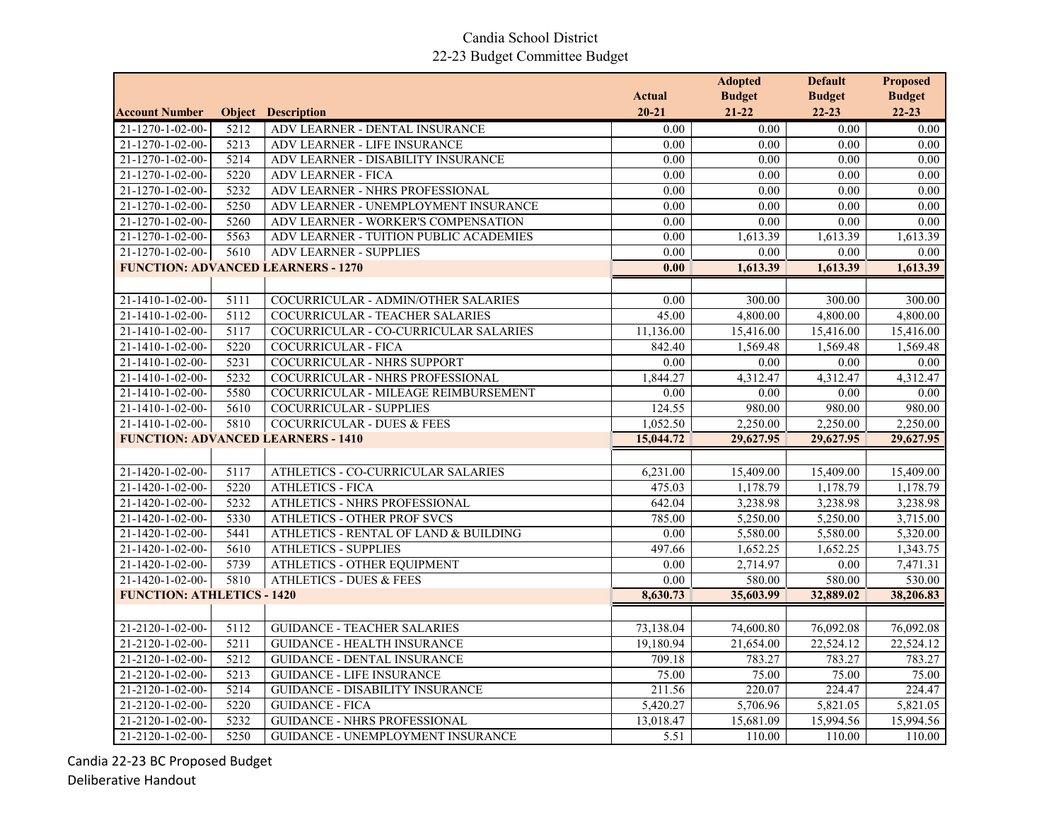Candia School District
22-23 Budget Committee Budget

| Account Number | Object | Description | Actual 20-21 | Adopted Budget 21-22 | Default Budget 22-23 | Proposed Budget 22-23 |
|---|---|---|---|---|---|---|
| 21-1270-1-02-00- | 5212 | ADV LEARNER - DENTAL INSURANCE | 0.00 | 0.00 | 0.00 | 0.00 |
| 21-1270-1-02-00- | 5213 | ADV LEARNER - LIFE INSURANCE | 0.00 | 0.00 | 0.00 | 0.00 |
| 21-1270-1-02-00- | 5214 | ADV LEARNER - DISABILITY INSURANCE | 0.00 | 0.00 | 0.00 | 0.00 |
| 21-1270-1-02-00- | 5220 | ADV LEARNER - FICA | 0.00 | 0.00 | 0.00 | 0.00 |
| 21-1270-1-02-00- | 5232 | ADV LEARNER - NHRS PROFESSIONAL | 0.00 | 0.00 | 0.00 | 0.00 |
| 21-1270-1-02-00- | 5250 | ADV LEARNER - UNEMPLOYMENT INSURANCE | 0.00 | 0.00 | 0.00 | 0.00 |
| 21-1270-1-02-00- | 5260 | ADV LEARNER - WORKER'S COMPENSATION | 0.00 | 0.00 | 0.00 | 0.00 |
| 21-1270-1-02-00- | 5563 | ADV LEARNER - TUITION PUBLIC ACADEMIES | 0.00 | 1,613.39 | 1,613.39 | 1,613.39 |
| 21-1270-1-02-00- | 5610 | ADV LEARNER - SUPPLIES | 0.00 | 0.00 | 0.00 | 0.00 |
| **FUNCTION: ADVANCED LEARNERS - 1270** | | | **0.00** | **1,613.39** | **1,613.39** | **1,613.39** |
| | | | | | | |
| 21-1410-1-02-00- | 5111 | COCURRICULAR - ADMIN/OTHER SALARIES | 0.00 | 300.00 | 300.00 | 300.00 |
| 21-1410-1-02-00- | 5112 | COCURRICULAR - TEACHER SALARIES | 45.00 | 4,800.00 | 4,800.00 | 4,800.00 |
| 21-1410-1-02-00- | 5117 | COCURRICULAR - CO-CURRICULAR SALARIES | 11,136.00 | 15,416.00 | 15,416.00 | 15,416.00 |
| 21-1410-1-02-00- | 5220 | COCURRICULAR - FICA | 842.40 | 1,569.48 | 1,569.48 | 1,569.48 |
| 21-1410-1-02-00- | 5231 | COCURRICULAR - NHRS SUPPORT | 0.00 | 0.00 | 0.00 | 0.00 |
| 21-1410-1-02-00- | 5232 | COCURRICULAR - NHRS PROFESSIONAL | 1,844.27 | 4,312.47 | 4,312.47 | 4,312.47 |
| 21-1410-1-02-00- | 5580 | COCURRICULAR - MILEAGE REIMBURSEMENT | 0.00 | 0.00 | 0.00 | 0.00 |
| 21-1410-1-02-00- | 5610 | COCURRICULAR - SUPPLIES | 124.55 | 980.00 | 980.00 | 980.00 |
| 21-1410-1-02-00- | 5810 | COCURRICULAR - DUES & FEES | 1,052.50 | 2,250.00 | 2,250.00 | 2,250.00 |
| **FUNCTION: ADVANCED LEARNERS - 1410** | | | **15,044.72** | **29,627.95** | **29,627.95** | **29,627.95** |
| | | | | | | |
| 21-1420-1-02-00- | 5117 | ATHLETICS - CO-CURRICULAR SALARIES | 6,231.00 | 15,409.00 | 15,409.00 | 15,409.00 |
| 21-1420-1-02-00- | 5220 | ATHLETICS - FICA | 475.03 | 1,178.79 | 1,178.79 | 1,178.79 |
| 21-1420-1-02-00- | 5232 | ATHLETICS - NHRS PROFESSIONAL | 642.04 | 3,238.98 | 3,238.98 | 3,238.98 |
| 21-1420-1-02-00- | 5330 | ATHLETICS - OTHER PROF SVCS | 785.00 | 5,250.00 | 5,250.00 | 3,715.00 |
| 21-1420-1-02-00- | 5441 | ATHLETICS - RENTAL OF LAND & BUILDING | 0.00 | 5,580.00 | 5,580.00 | 5,320.00 |
| 21-1420-1-02-00- | 5610 | ATHLETICS - SUPPLIES | 497.66 | 1,652.25 | 1,652.25 | 1,343.75 |
| 21-1420-1-02-00- | 5739 | ATHLETICS - OTHER EQUIPMENT | 0.00 | 2,714.97 | 0.00 | 7,471.31 |
| 21-1420-1-02-00- | 5810 | ATHLETICS - DUES & FEES | 0.00 | 580.00 | 580.00 | 530.00 |
| **FUNCTION: ATHLETICS - 1420** | | | **8,630.73** | **35,603.99** | **32,889.02** | **38,206.83** |
| | | | | | | |
| 21-2120-1-02-00- | 5112 | GUIDANCE - TEACHER SALARIES | 73,138.04 | 74,600.80 | 76,092.08 | 76,092.08 |
| 21-2120-1-02-00- | 5211 | GUIDANCE - HEALTH INSURANCE | 19,180.94 | 21,654.00 | 22,524.12 | 22,524.12 |
| 21-2120-1-02-00- | 5212 | GUIDANCE - DENTAL INSURANCE | 709.18 | 783.27 | 783.27 | 783.27 |
| 21-2120-1-02-00- | 5213 | GUIDANCE - LIFE INSURANCE | 75.00 | 75.00 | 75.00 | 75.00 |
| 21-2120-1-02-00- | 5214 | GUIDANCE - DISABILITY INSURANCE | 211.56 | 220.07 | 224.47 | 224.47 |
| 21-2120-1-02-00- | 5220 | GUIDANCE - FICA | 5,420.27 | 5,706.96 | 5,821.05 | 5,821.05 |
| 21-2120-1-02-00- | 5232 | GUIDANCE - NHRS PROFESSIONAL | 13,018.47 | 15,681.09 | 15,994.56 | 15,994.56 |
| 21-2120-1-02-00- | 5250 | GUIDANCE - UNEMPLOYMENT INSURANCE | 5.51 | 110.00 | 110.00 | 110.00 |

Candia 22-23 BC Proposed Budget
Deliberative Handout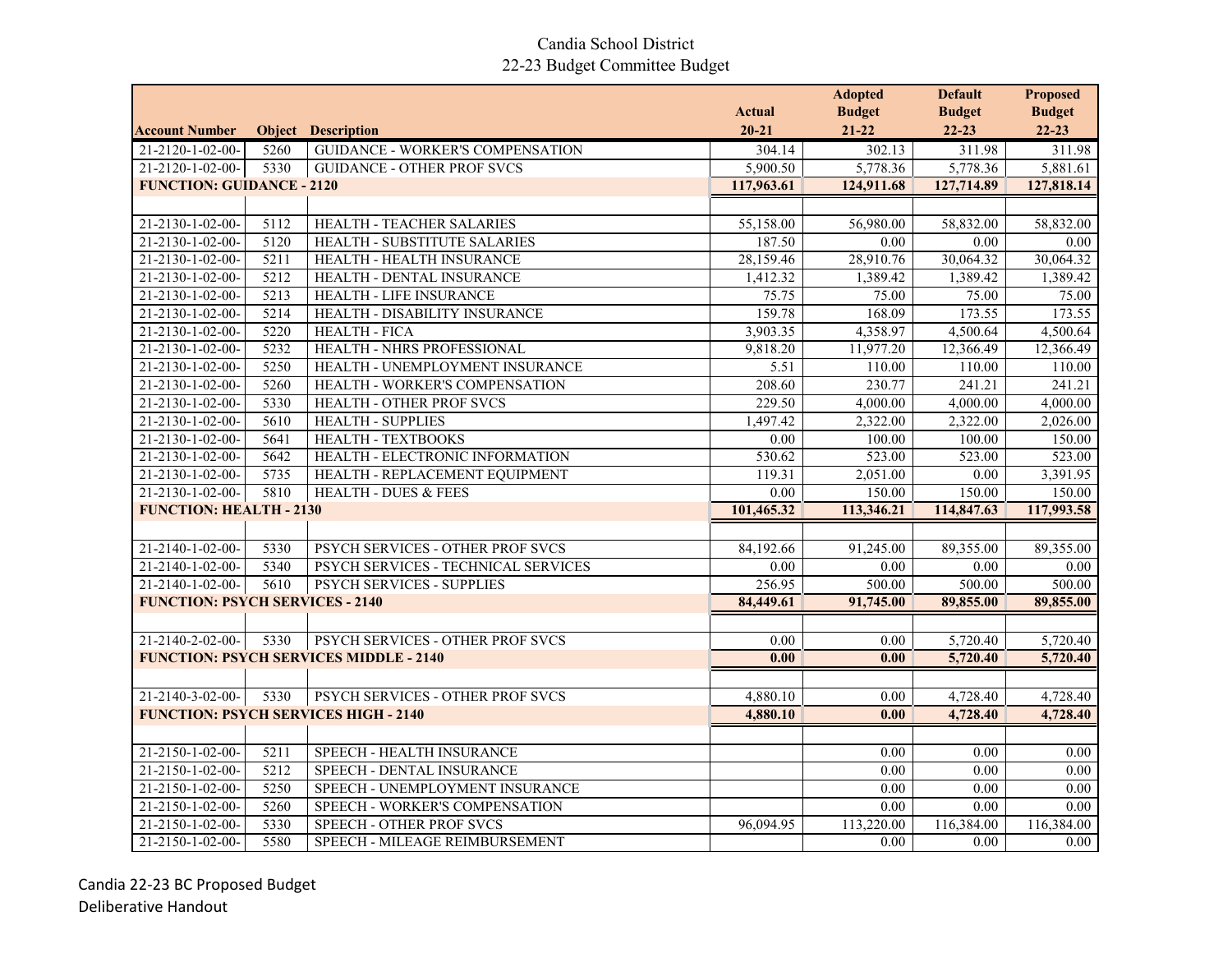# Candia School District

## 22-23 Budget Committee Budget

| Account Number | Object | Description | Actual 20-21 | Adopted Budget 21-22 | Default Budget 22-23 | Proposed Budget 22-23 |
|---|---|---|---|---|---|---|
| 21-2120-1-02-00- | 5260 | GUIDANCE - WORKER'S COMPENSATION | 304.14 | 302.13 | 311.98 | 311.98 |
| 21-2120-1-02-00- | 5330 | GUIDANCE - OTHER PROF SVCS | 5,900.50 | 5,778.36 | 5,778.36 | 5,881.61 |
| **FUNCTION: GUIDANCE - 2120** | | | **117,963.61** | **124,911.68** | **127,714.89** | **127,818.14** |
| | | | | | | |
| 21-2130-1-02-00- | 5112 | HEALTH - TEACHER SALARIES | 55,158.00 | 56,980.00 | 58,832.00 | 58,832.00 |
| 21-2130-1-02-00- | 5120 | HEALTH - SUBSTITUTE SALARIES | 187.50 | 0.00 | 0.00 | 0.00 |
| 21-2130-1-02-00- | 5211 | HEALTH - HEALTH INSURANCE | 28,159.46 | 28,910.76 | 30,064.32 | 30,064.32 |
| 21-2130-1-02-00- | 5212 | HEALTH - DENTAL INSURANCE | 1,412.32 | 1,389.42 | 1,389.42 | 1,389.42 |
| 21-2130-1-02-00- | 5213 | HEALTH - LIFE INSURANCE | 75.75 | 75.00 | 75.00 | 75.00 |
| 21-2130-1-02-00- | 5214 | HEALTH - DISABILITY INSURANCE | 159.78 | 168.09 | 173.55 | 173.55 |
| 21-2130-1-02-00- | 5220 | HEALTH - FICA | 3,903.35 | 4,358.97 | 4,500.64 | 4,500.64 |
| 21-2130-1-02-00- | 5232 | HEALTH - NHRS PROFESSIONAL | 9,818.20 | 11,977.20 | 12,366.49 | 12,366.49 |
| 21-2130-1-02-00- | 5250 | HEALTH - UNEMPLOYMENT INSURANCE | 5.51 | 110.00 | 110.00 | 110.00 |
| 21-2130-1-02-00- | 5260 | HEALTH - WORKER'S COMPENSATION | 208.60 | 230.77 | 241.21 | 241.21 |
| 21-2130-1-02-00- | 5330 | HEALTH - OTHER PROF SVCS | 229.50 | 4,000.00 | 4,000.00 | 4,000.00 |
| 21-2130-1-02-00- | 5610 | HEALTH - SUPPLIES | 1,497.42 | 2,322.00 | 2,322.00 | 2,026.00 |
| 21-2130-1-02-00- | 5641 | HEALTH - TEXTBOOKS | 0.00 | 100.00 | 100.00 | 150.00 |
| 21-2130-1-02-00- | 5642 | HEALTH - ELECTRONIC INFORMATION | 530.62 | 523.00 | 523.00 | 523.00 |
| 21-2130-1-02-00- | 5735 | HEALTH - REPLACEMENT EQUIPMENT | 119.31 | 2,051.00 | 0.00 | 3,391.95 |
| 21-2130-1-02-00- | 5810 | HEALTH - DUES & FEES | 0.00 | 150.00 | 150.00 | 150.00 |
| **FUNCTION: HEALTH - 2130** | | | **101,465.32** | **113,346.21** | **114,847.63** | **117,993.58** |
| | | | | | | |
| 21-2140-1-02-00- | 5330 | PSYCH SERVICES - OTHER PROF SVCS | 84,192.66 | 91,245.00 | 89,355.00 | 89,355.00 |
| 21-2140-1-02-00- | 5340 | PSYCH SERVICES - TECHNICAL SERVICES | 0.00 | 0.00 | 0.00 | 0.00 |
| 21-2140-1-02-00- | 5610 | PSYCH SERVICES - SUPPLIES | 256.95 | 500.00 | 500.00 | 500.00 |
| **FUNCTION: PSYCH SERVICES - 2140** | | | **84,449.61** | **91,745.00** | **89,855.00** | **89,855.00** |
| | | | | | | |
| 21-2140-2-02-00- | 5330 | PSYCH SERVICES - OTHER PROF SVCS | 0.00 | 0.00 | 5,720.40 | 5,720.40 |
| **FUNCTION: PSYCH SERVICES MIDDLE - 2140** | | | **0.00** | **0.00** | **5,720.40** | **5,720.40** |
| | | | | | | |
| 21-2140-3-02-00- | 5330 | PSYCH SERVICES - OTHER PROF SVCS | 4,880.10 | 0.00 | 4,728.40 | 4,728.40 |
| **FUNCTION: PSYCH SERVICES HIGH - 2140** | | | **4,880.10** | **0.00** | **4,728.40** | **4,728.40** |
| | | | | | | |
| 21-2150-1-02-00- | 5211 | SPEECH - HEALTH INSURANCE | | 0.00 | 0.00 | 0.00 |
| 21-2150-1-02-00- | 5212 | SPEECH - DENTAL INSURANCE | | 0.00 | 0.00 | 0.00 |
| 21-2150-1-02-00- | 5250 | SPEECH - UNEMPLOYMENT INSURANCE | | 0.00 | 0.00 | 0.00 |
| 21-2150-1-02-00- | 5260 | SPEECH - WORKER'S COMPENSATION | | 0.00 | 0.00 | 0.00 |
| 21-2150-1-02-00- | 5330 | SPEECH - OTHER PROF SVCS | 96,094.95 | 113,220.00 | 116,384.00 | 116,384.00 |
| 21-2150-1-02-00- | 5580 | SPEECH - MILEAGE REIMBURSEMENT | | 0.00 | 0.00 | 0.00 |

Candia 22-23 BC Proposed Budget
Deliberative Handout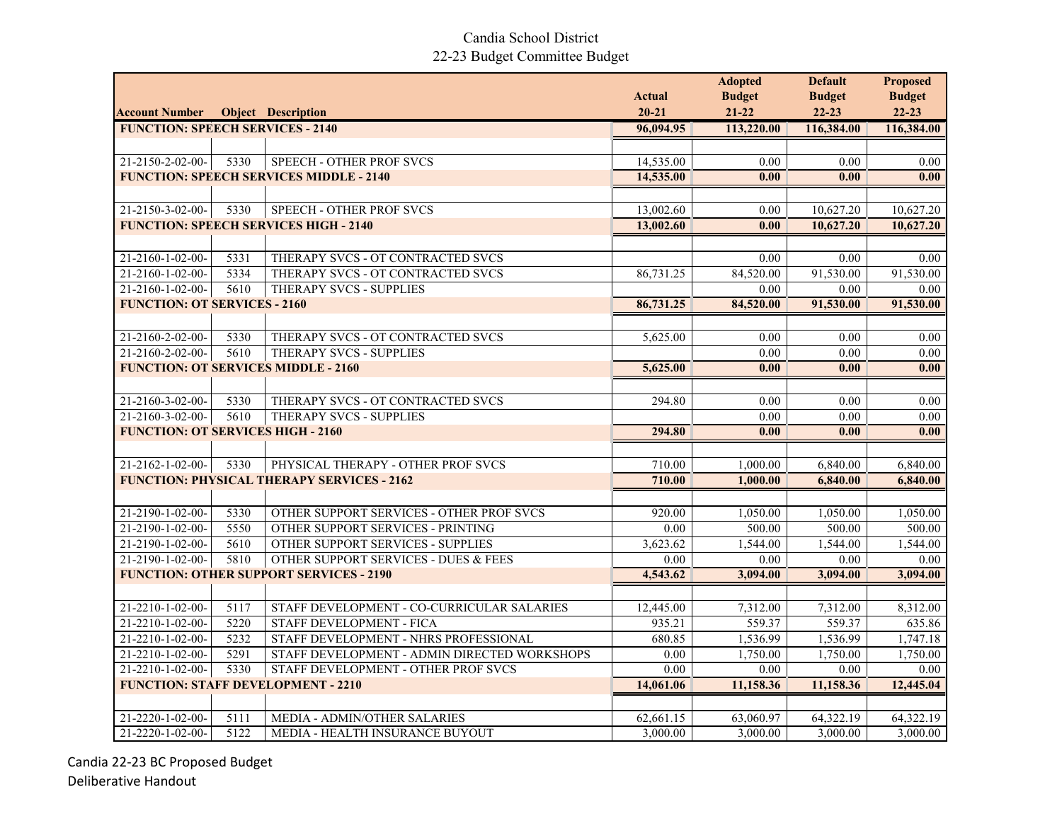# Candia School District
## 22-23 Budget Committee Budget

| Account Number | Object | Description | Actual 20-21 | Adopted Budget 21-22 | Default Budget 22-23 | Proposed Budget 22-23 |
|---|---|---|---|---|---|---|
| **FUNCTION: SPEECH SERVICES - 2140** | | | **96,094.95** | **113,220.00** | **116,384.00** | **116,384.00** |
| | | | | | | |
| 21-2150-2-02-00- | 5330 | SPEECH - OTHER PROF SVCS | 14,535.00 | 0.00 | 0.00 | 0.00 |
| **FUNCTION: SPEECH SERVICES MIDDLE - 2140** | | | **14,535.00** | **0.00** | **0.00** | **0.00** |
| | | | | | | |
| 21-2150-3-02-00- | 5330 | SPEECH - OTHER PROF SVCS | 13,002.60 | 0.00 | 10,627.20 | 10,627.20 |
| **FUNCTION: SPEECH SERVICES HIGH - 2140** | | | **13,002.60** | **0.00** | **10,627.20** | **10,627.20** |
| | | | | | | |
| 21-2160-1-02-00- | 5331 | THERAPY SVCS - OT CONTRACTED SVCS | | 0.00 | 0.00 | 0.00 |
| 21-2160-1-02-00- | 5334 | THERAPY SVCS - OT CONTRACTED SVCS | 86,731.25 | 84,520.00 | 91,530.00 | 91,530.00 |
| 21-2160-1-02-00- | 5610 | THERAPY SVCS - SUPPLIES | | 0.00 | 0.00 | 0.00 |
| **FUNCTION: OT SERVICES - 2160** | | | **86,731.25** | **84,520.00** | **91,530.00** | **91,530.00** |
| | | | | | | |
| 21-2160-2-02-00- | 5330 | THERAPY SVCS - OT CONTRACTED SVCS | 5,625.00 | 0.00 | 0.00 | 0.00 |
| 21-2160-2-02-00- | 5610 | THERAPY SVCS - SUPPLIES | | 0.00 | 0.00 | 0.00 |
| **FUNCTION: OT SERVICES MIDDLE - 2160** | | | **5,625.00** | **0.00** | **0.00** | **0.00** |
| | | | | | | |
| 21-2160-3-02-00- | 5330 | THERAPY SVCS - OT CONTRACTED SVCS | 294.80 | 0.00 | 0.00 | 0.00 |
| 21-2160-3-02-00- | 5610 | THERAPY SVCS - SUPPLIES | | 0.00 | 0.00 | 0.00 |
| **FUNCTION: OT SERVICES HIGH - 2160** | | | **294.80** | **0.00** | **0.00** | **0.00** |
| | | | | | | |
| 21-2162-1-02-00- | 5330 | PHYSICAL THERAPY - OTHER PROF SVCS | 710.00 | 1,000.00 | 6,840.00 | 6,840.00 |
| **FUNCTION: PHYSICAL THERAPY SERVICES - 2162** | | | **710.00** | **1,000.00** | **6,840.00** | **6,840.00** |
| | | | | | | |
| 21-2190-1-02-00- | 5330 | OTHER SUPPORT SERVICES - OTHER PROF SVCS | 920.00 | 1,050.00 | 1,050.00 | 1,050.00 |
| 21-2190-1-02-00- | 5550 | OTHER SUPPORT SERVICES - PRINTING | 0.00 | 500.00 | 500.00 | 500.00 |
| 21-2190-1-02-00- | 5610 | OTHER SUPPORT SERVICES - SUPPLIES | 3,623.62 | 1,544.00 | 1,544.00 | 1,544.00 |
| 21-2190-1-02-00- | 5810 | OTHER SUPPORT SERVICES - DUES & FEES | 0.00 | 0.00 | 0.00 | 0.00 |
| **FUNCTION: OTHER SUPPORT SERVICES - 2190** | | | **4,543.62** | **3,094.00** | **3,094.00** | **3,094.00** |
| | | | | | | |
| 21-2210-1-02-00- | 5117 | STAFF DEVELOPMENT - CO-CURRICULAR SALARIES | 12,445.00 | 7,312.00 | 7,312.00 | 8,312.00 |
| 21-2210-1-02-00- | 5220 | STAFF DEVELOPMENT - FICA | 935.21 | 559.37 | 559.37 | 635.86 |
| 21-2210-1-02-00- | 5232 | STAFF DEVELOPMENT - NHRS PROFESSIONAL | 680.85 | 1,536.99 | 1,536.99 | 1,747.18 |
| 21-2210-1-02-00- | 5291 | STAFF DEVELOPMENT - ADMIN DIRECTED WORKSHOPS | 0.00 | 1,750.00 | 1,750.00 | 1,750.00 |
| 21-2210-1-02-00- | 5330 | STAFF DEVELOPMENT - OTHER PROF SVCS | 0.00 | 0.00 | 0.00 | 0.00 |
| **FUNCTION: STAFF DEVELOPMENT - 2210** | | | **14,061.06** | **11,158.36** | **11,158.36** | **12,445.04** |
| | | | | | | |
| 21-2220-1-02-00- | 5111 | MEDIA - ADMIN/OTHER SALARIES | 62,661.15 | 63,060.97 | 64,322.19 | 64,322.19 |
| 21-2220-1-02-00- | 5122 | MEDIA - HEALTH INSURANCE BUYOUT | 3,000.00 | 3,000.00 | 3,000.00 | 3,000.00 |

Candia 22-23 BC Proposed Budget
Deliberative Handout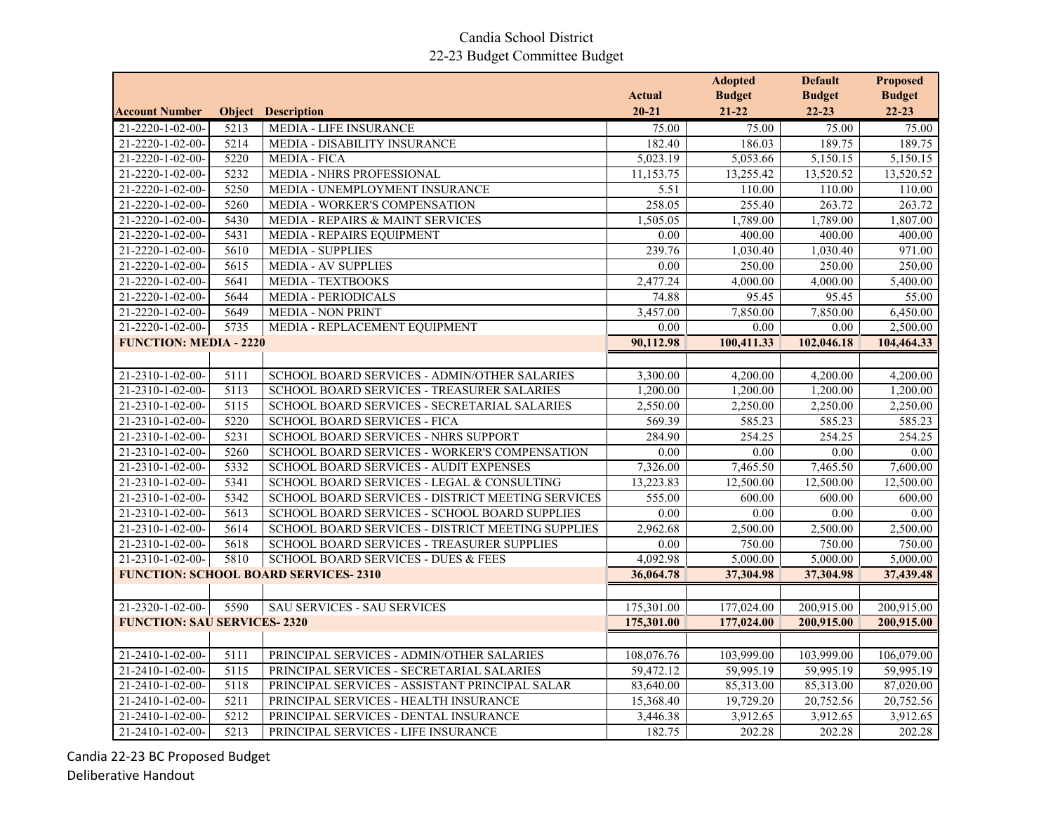Candia School District
22-23 Budget Committee Budget

| Account Number | Object | Description | Actual 20-21 | Adopted Budget 21-22 | Default Budget 22-23 | Proposed Budget 22-23 |
|---|---|---|---|---|---|---|
| 21-2220-1-02-00- | 5213 | MEDIA - LIFE INSURANCE | 75.00 | 75.00 | 75.00 | 75.00 |
| 21-2220-1-02-00- | 5214 | MEDIA - DISABILITY INSURANCE | 182.40 | 186.03 | 189.75 | 189.75 |
| 21-2220-1-02-00- | 5220 | MEDIA - FICA | 5,023.19 | 5,053.66 | 5,150.15 | 5,150.15 |
| 21-2220-1-02-00- | 5232 | MEDIA - NHRS PROFESSIONAL | 11,153.75 | 13,255.42 | 13,520.52 | 13,520.52 |
| 21-2220-1-02-00- | 5250 | MEDIA - UNEMPLOYMENT INSURANCE | 5.51 | 110.00 | 110.00 | 110.00 |
| 21-2220-1-02-00- | 5260 | MEDIA - WORKER'S COMPENSATION | 258.05 | 255.40 | 263.72 | 263.72 |
| 21-2220-1-02-00- | 5430 | MEDIA - REPAIRS & MAINT SERVICES | 1,505.05 | 1,789.00 | 1,789.00 | 1,807.00 |
| 21-2220-1-02-00- | 5431 | MEDIA - REPAIRS EQUIPMENT | 0.00 | 400.00 | 400.00 | 400.00 |
| 21-2220-1-02-00- | 5610 | MEDIA - SUPPLIES | 239.76 | 1,030.40 | 1,030.40 | 971.00 |
| 21-2220-1-02-00- | 5615 | MEDIA - AV SUPPLIES | 0.00 | 250.00 | 250.00 | 250.00 |
| 21-2220-1-02-00- | 5641 | MEDIA - TEXTBOOKS | 2,477.24 | 4,000.00 | 4,000.00 | 5,400.00 |
| 21-2220-1-02-00- | 5644 | MEDIA - PERIODICALS | 74.88 | 95.45 | 95.45 | 55.00 |
| 21-2220-1-02-00- | 5649 | MEDIA - NON PRINT | 3,457.00 | 7,850.00 | 7,850.00 | 6,450.00 |
| 21-2220-1-02-00- | 5735 | MEDIA - REPLACEMENT EQUIPMENT | 0.00 | 0.00 | 0.00 | 2,500.00 |
| **FUNCTION: MEDIA - 2220** | | | **90,112.98** | **100,411.33** | **102,046.18** | **104,464.33** |
| | | | | | | |
| 21-2310-1-02-00- | 5111 | SCHOOL BOARD SERVICES - ADMIN/OTHER SALARIES | 3,300.00 | 4,200.00 | 4,200.00 | 4,200.00 |
| 21-2310-1-02-00- | 5113 | SCHOOL BOARD SERVICES - TREASURER SALARIES | 1,200.00 | 1,200.00 | 1,200.00 | 1,200.00 |
| 21-2310-1-02-00- | 5115 | SCHOOL BOARD SERVICES - SECRETARIAL SALARIES | 2,550.00 | 2,250.00 | 2,250.00 | 2,250.00 |
| 21-2310-1-02-00- | 5220 | SCHOOL BOARD SERVICES - FICA | 569.39 | 585.23 | 585.23 | 585.23 |
| 21-2310-1-02-00- | 5231 | SCHOOL BOARD SERVICES - NHRS SUPPORT | 284.90 | 254.25 | 254.25 | 254.25 |
| 21-2310-1-02-00- | 5260 | SCHOOL BOARD SERVICES - WORKER'S COMPENSATION | 0.00 | 0.00 | 0.00 | 0.00 |
| 21-2310-1-02-00- | 5332 | SCHOOL BOARD SERVICES - AUDIT EXPENSES | 7,326.00 | 7,465.50 | 7,465.50 | 7,600.00 |
| 21-2310-1-02-00- | 5341 | SCHOOL BOARD SERVICES - LEGAL & CONSULTING | 13,223.83 | 12,500.00 | 12,500.00 | 12,500.00 |
| 21-2310-1-02-00- | 5342 | SCHOOL BOARD SERVICES - DISTRICT MEETING SERVICES | 555.00 | 600.00 | 600.00 | 600.00 |
| 21-2310-1-02-00- | 5613 | SCHOOL BOARD SERVICES - SCHOOL BOARD SUPPLIES | 0.00 | 0.00 | 0.00 | 0.00 |
| 21-2310-1-02-00- | 5614 | SCHOOL BOARD SERVICES - DISTRICT MEETING SUPPLIES | 2,962.68 | 2,500.00 | 2,500.00 | 2,500.00 |
| 21-2310-1-02-00- | 5618 | SCHOOL BOARD SERVICES - TREASURER SUPPLIES | 0.00 | 750.00 | 750.00 | 750.00 |
| 21-2310-1-02-00- | 5810 | SCHOOL BOARD SERVICES - DUES & FEES | 4,092.98 | 5,000.00 | 5,000.00 | 5,000.00 |
| **FUNCTION: SCHOOL BOARD SERVICES- 2310** | | | **36,064.78** | **37,304.98** | **37,304.98** | **37,439.48** |
| | | | | | | |
| 21-2320-1-02-00- | 5590 | SAU SERVICES - SAU SERVICES | 175,301.00 | 177,024.00 | 200,915.00 | 200,915.00 |
| **FUNCTION: SAU SERVICES- 2320** | | | **175,301.00** | **177,024.00** | **200,915.00** | **200,915.00** |
| | | | | | | |
| 21-2410-1-02-00- | 5111 | PRINCIPAL SERVICES - ADMIN/OTHER SALARIES | 108,076.76 | 103,999.00 | 103,999.00 | 106,079.00 |
| 21-2410-1-02-00- | 5115 | PRINCIPAL SERVICES - SECRETARIAL SALARIES | 59,472.12 | 59,995.19 | 59,995.19 | 59,995.19 |
| 21-2410-1-02-00- | 5118 | PRINCIPAL SERVICES - ASSISTANT PRINCIPAL SALAR | 83,640.00 | 85,313.00 | 85,313.00 | 87,020.00 |
| 21-2410-1-02-00- | 5211 | PRINCIPAL SERVICES - HEALTH INSURANCE | 15,368.40 | 19,729.20 | 20,752.56 | 20,752.56 |
| 21-2410-1-02-00- | 5212 | PRINCIPAL SERVICES - DENTAL INSURANCE | 3,446.38 | 3,912.65 | 3,912.65 | 3,912.65 |
| 21-2410-1-02-00- | 5213 | PRINCIPAL SERVICES - LIFE INSURANCE | 182.75 | 202.28 | 202.28 | 202.28 |

Candia 22-23 BC Proposed Budget
Deliberative Handout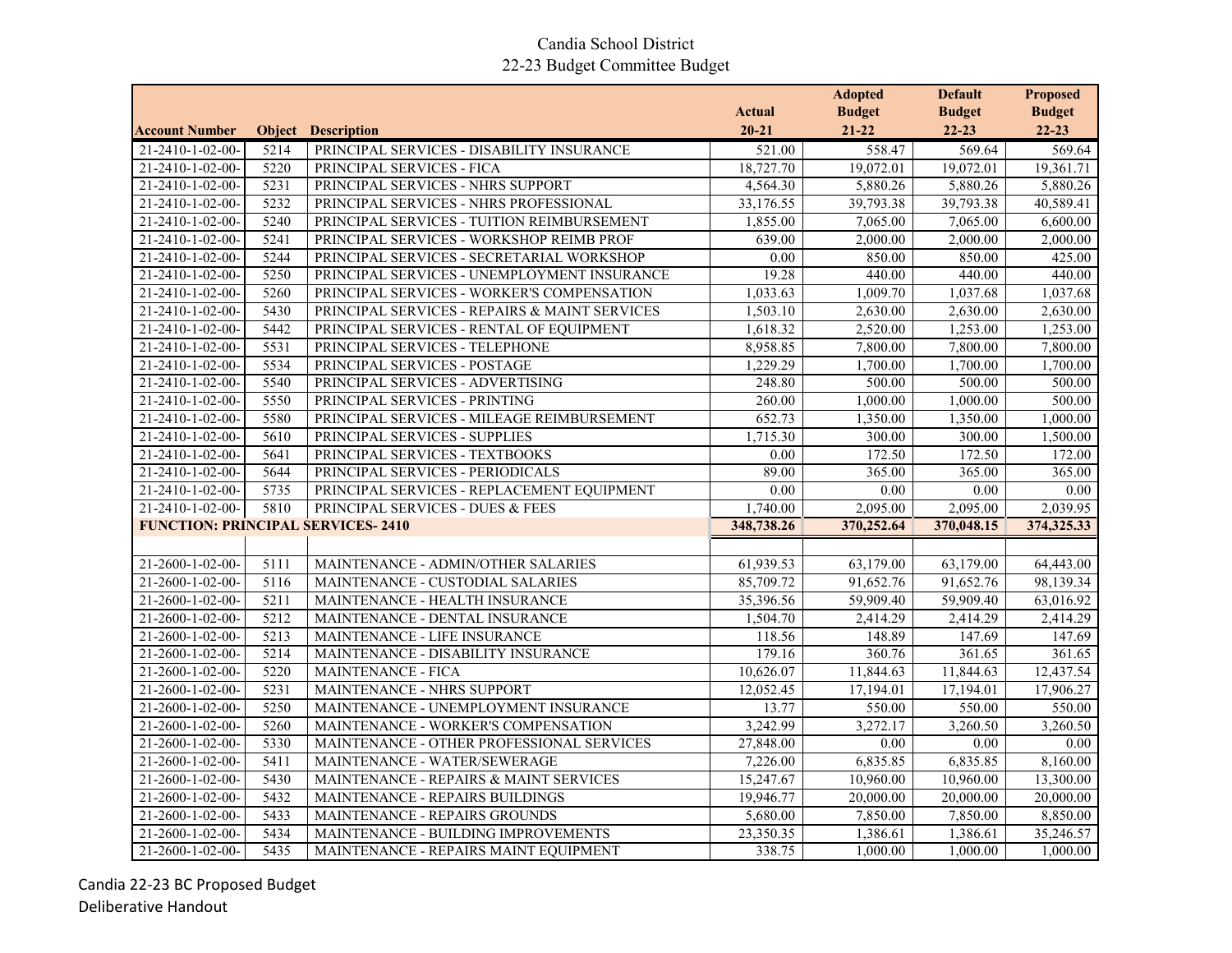Candia School District
22-23 Budget Committee Budget

| Account Number | Object | Description | Actual 20-21 | Adopted Budget 21-22 | Default Budget 22-23 | Proposed Budget 22-23 |
|---|---|---|---|---|---|---|
| 21-2410-1-02-00- | 5214 | PRINCIPAL SERVICES - DISABILITY INSURANCE | 521.00 | 558.47 | 569.64 | 569.64 |
| 21-2410-1-02-00- | 5220 | PRINCIPAL SERVICES - FICA | 18,727.70 | 19,072.01 | 19,072.01 | 19,361.71 |
| 21-2410-1-02-00- | 5231 | PRINCIPAL SERVICES - NHRS SUPPORT | 4,564.30 | 5,880.26 | 5,880.26 | 5,880.26 |
| 21-2410-1-02-00- | 5232 | PRINCIPAL SERVICES - NHRS PROFESSIONAL | 33,176.55 | 39,793.38 | 39,793.38 | 40,589.41 |
| 21-2410-1-02-00- | 5240 | PRINCIPAL SERVICES - TUITION REIMBURSEMENT | 1,855.00 | 7,065.00 | 7,065.00 | 6,600.00 |
| 21-2410-1-02-00- | 5241 | PRINCIPAL SERVICES - WORKSHOP REIMB PROF | 639.00 | 2,000.00 | 2,000.00 | 2,000.00 |
| 21-2410-1-02-00- | 5244 | PRINCIPAL SERVICES - SECRETARIAL WORKSHOP | 0.00 | 850.00 | 850.00 | 425.00 |
| 21-2410-1-02-00- | 5250 | PRINCIPAL SERVICES - UNEMPLOYMENT INSURANCE | 19.28 | 440.00 | 440.00 | 440.00 |
| 21-2410-1-02-00- | 5260 | PRINCIPAL SERVICES - WORKER'S COMPENSATION | 1,033.63 | 1,009.70 | 1,037.68 | 1,037.68 |
| 21-2410-1-02-00- | 5430 | PRINCIPAL SERVICES - REPAIRS & MAINT SERVICES | 1,503.10 | 2,630.00 | 2,630.00 | 2,630.00 |
| 21-2410-1-02-00- | 5442 | PRINCIPAL SERVICES - RENTAL OF EQUIPMENT | 1,618.32 | 2,520.00 | 1,253.00 | 1,253.00 |
| 21-2410-1-02-00- | 5531 | PRINCIPAL SERVICES - TELEPHONE | 8,958.85 | 7,800.00 | 7,800.00 | 7,800.00 |
| 21-2410-1-02-00- | 5534 | PRINCIPAL SERVICES - POSTAGE | 1,229.29 | 1,700.00 | 1,700.00 | 1,700.00 |
| 21-2410-1-02-00- | 5540 | PRINCIPAL SERVICES - ADVERTISING | 248.80 | 500.00 | 500.00 | 500.00 |
| 21-2410-1-02-00- | 5550 | PRINCIPAL SERVICES - PRINTING | 260.00 | 1,000.00 | 1,000.00 | 500.00 |
| 21-2410-1-02-00- | 5580 | PRINCIPAL SERVICES - MILEAGE REIMBURSEMENT | 652.73 | 1,350.00 | 1,350.00 | 1,000.00 |
| 21-2410-1-02-00- | 5610 | PRINCIPAL SERVICES - SUPPLIES | 1,715.30 | 300.00 | 300.00 | 1,500.00 |
| 21-2410-1-02-00- | 5641 | PRINCIPAL SERVICES - TEXTBOOKS | 0.00 | 172.50 | 172.50 | 172.00 |
| 21-2410-1-02-00- | 5644 | PRINCIPAL SERVICES - PERIODICALS | 89.00 | 365.00 | 365.00 | 365.00 |
| 21-2410-1-02-00- | 5735 | PRINCIPAL SERVICES - REPLACEMENT EQUIPMENT | 0.00 | 0.00 | 0.00 | 0.00 |
| 21-2410-1-02-00- | 5810 | PRINCIPAL SERVICES - DUES & FEES | 1,740.00 | 2,095.00 | 2,095.00 | 2,039.95 |
| **FUNCTION: PRINCIPAL SERVICES- 2410** | | | **348,738.26** | **370,252.64** | **370,048.15** | **374,325.33** |
| | | | | | | |
| 21-2600-1-02-00- | 5111 | MAINTENANCE - ADMIN/OTHER SALARIES | 61,939.53 | 63,179.00 | 63,179.00 | 64,443.00 |
| 21-2600-1-02-00- | 5116 | MAINTENANCE - CUSTODIAL SALARIES | 85,709.72 | 91,652.76 | 91,652.76 | 98,139.34 |
| 21-2600-1-02-00- | 5211 | MAINTENANCE - HEALTH INSURANCE | 35,396.56 | 59,909.40 | 59,909.40 | 63,016.92 |
| 21-2600-1-02-00- | 5212 | MAINTENANCE - DENTAL INSURANCE | 1,504.70 | 2,414.29 | 2,414.29 | 2,414.29 |
| 21-2600-1-02-00- | 5213 | MAINTENANCE - LIFE INSURANCE | 118.56 | 148.89 | 147.69 | 147.69 |
| 21-2600-1-02-00- | 5214 | MAINTENANCE - DISABILITY INSURANCE | 179.16 | 360.76 | 361.65 | 361.65 |
| 21-2600-1-02-00- | 5220 | MAINTENANCE - FICA | 10,626.07 | 11,844.63 | 11,844.63 | 12,437.54 |
| 21-2600-1-02-00- | 5231 | MAINTENANCE - NHRS SUPPORT | 12,052.45 | 17,194.01 | 17,194.01 | 17,906.27 |
| 21-2600-1-02-00- | 5250 | MAINTENANCE - UNEMPLOYMENT INSURANCE | 13.77 | 550.00 | 550.00 | 550.00 |
| 21-2600-1-02-00- | 5260 | MAINTENANCE - WORKER'S COMPENSATION | 3,242.99 | 3,272.17 | 3,260.50 | 3,260.50 |
| 21-2600-1-02-00- | 5330 | MAINTENANCE - OTHER PROFESSIONAL SERVICES | 27,848.00 | 0.00 | 0.00 | 0.00 |
| 21-2600-1-02-00- | 5411 | MAINTENANCE - WATER/SEWERAGE | 7,226.00 | 6,835.85 | 6,835.85 | 8,160.00 |
| 21-2600-1-02-00- | 5430 | MAINTENANCE - REPAIRS & MAINT SERVICES | 15,247.67 | 10,960.00 | 10,960.00 | 13,300.00 |
| 21-2600-1-02-00- | 5432 | MAINTENANCE - REPAIRS BUILDINGS | 19,946.77 | 20,000.00 | 20,000.00 | 20,000.00 |
| 21-2600-1-02-00- | 5433 | MAINTENANCE - REPAIRS GROUNDS | 5,680.00 | 7,850.00 | 7,850.00 | 8,850.00 |
| 21-2600-1-02-00- | 5434 | MAINTENANCE - BUILDING IMPROVEMENTS | 23,350.35 | 1,386.61 | 1,386.61 | 35,246.57 |
| 21-2600-1-02-00- | 5435 | MAINTENANCE - REPAIRS MAINT EQUIPMENT | 338.75 | 1,000.00 | 1,000.00 | 1,000.00 |

Candia 22-23 BC Proposed Budget
Deliberative Handout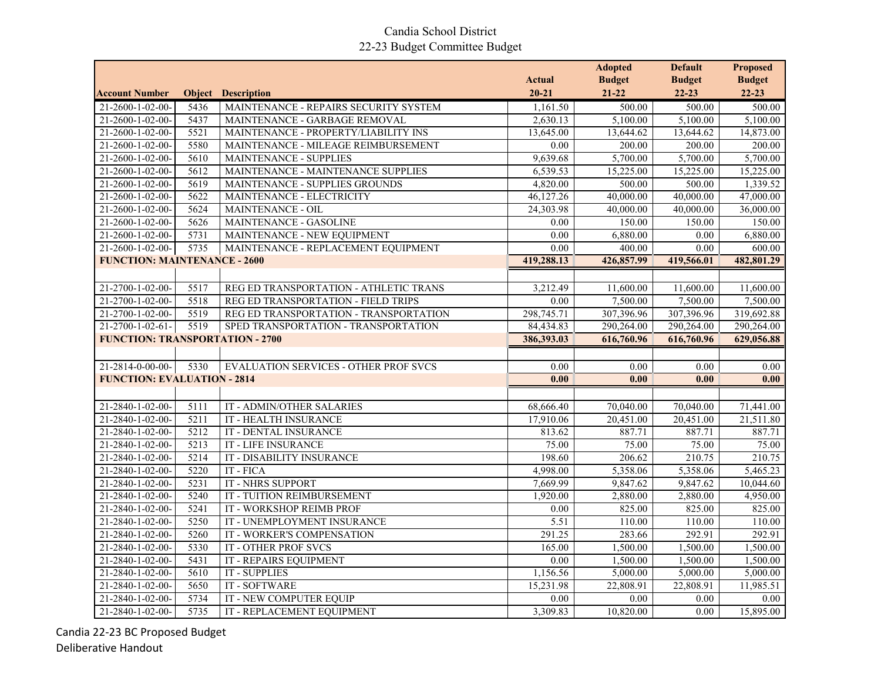Candia School District

22-23 Budget Committee Budget

| Account Number | Object | Description | Actual 20-21 | Adopted Budget 21-22 | Default Budget 22-23 | Proposed Budget 22-23 |
|---|---|---|---|---|---|---|
| 21-2600-1-02-00- | 5436 | MAINTENANCE - REPAIRS SECURITY SYSTEM | 1,161.50 | 500.00 | 500.00 | 500.00 |
| 21-2600-1-02-00- | 5437 | MAINTENANCE - GARBAGE REMOVAL | 2,630.13 | 5,100.00 | 5,100.00 | 5,100.00 |
| 21-2600-1-02-00- | 5521 | MAINTENANCE - PROPERTY/LIABILITY INS | 13,645.00 | 13,644.62 | 13,644.62 | 14,873.00 |
| 21-2600-1-02-00- | 5580 | MAINTENANCE - MILEAGE REIMBURSEMENT | 0.00 | 200.00 | 200.00 | 200.00 |
| 21-2600-1-02-00- | 5610 | MAINTENANCE - SUPPLIES | 9,639.68 | 5,700.00 | 5,700.00 | 5,700.00 |
| 21-2600-1-02-00- | 5612 | MAINTENANCE - MAINTENANCE SUPPLIES | 6,539.53 | 15,225.00 | 15,225.00 | 15,225.00 |
| 21-2600-1-02-00- | 5619 | MAINTENANCE - SUPPLIES GROUNDS | 4,820.00 | 500.00 | 500.00 | 1,339.52 |
| 21-2600-1-02-00- | 5622 | MAINTENANCE - ELECTRICITY | 46,127.26 | 40,000.00 | 40,000.00 | 47,000.00 |
| 21-2600-1-02-00- | 5624 | MAINTENANCE - OIL | 24,303.98 | 40,000.00 | 40,000.00 | 36,000.00 |
| 21-2600-1-02-00- | 5626 | MAINTENANCE - GASOLINE | 0.00 | 150.00 | 150.00 | 150.00 |
| 21-2600-1-02-00- | 5731 | MAINTENANCE - NEW EQUIPMENT | 0.00 | 6,880.00 | 0.00 | 6,880.00 |
| 21-2600-1-02-00- | 5735 | MAINTENANCE - REPLACEMENT EQUIPMENT | 0.00 | 400.00 | 0.00 | 600.00 |
| **FUNCTION: MAINTENANCE - 2600** | | | **419,288.13** | **426,857.99** | **419,566.01** | **482,801.29** |
| | | | | | | |
| 21-2700-1-02-00- | 5517 | REG ED TRANSPORTATION - ATHLETIC TRANS | 3,212.49 | 11,600.00 | 11,600.00 | 11,600.00 |
| 21-2700-1-02-00- | 5518 | REG ED TRANSPORTATION - FIELD TRIPS | 0.00 | 7,500.00 | 7,500.00 | 7,500.00 |
| 21-2700-1-02-00- | 5519 | REG ED TRANSPORTATION - TRANSPORTATION | 298,745.71 | 307,396.96 | 307,396.96 | 319,692.88 |
| 21-2700-1-02-61- | 5519 | SPED TRANSPORTATION - TRANSPORTATION | 84,434.83 | 290,264.00 | 290,264.00 | 290,264.00 |
| **FUNCTION: TRANSPORTATION - 2700** | | | **386,393.03** | **616,760.96** | **616,760.96** | **629,056.88** |
| | | | | | | |
| 21-2814-0-00-00- | 5330 | EVALUATION SERVICES - OTHER PROF SVCS | 0.00 | 0.00 | 0.00 | 0.00 |
| **FUNCTION: EVALUATION - 2814** | | | **0.00** | **0.00** | **0.00** | **0.00** |
| | | | | | | |
| 21-2840-1-02-00- | 5111 | IT - ADMIN/OTHER SALARIES | 68,666.40 | 70,040.00 | 70,040.00 | 71,441.00 |
| 21-2840-1-02-00- | 5211 | IT - HEALTH INSURANCE | 17,910.06 | 20,451.00 | 20,451.00 | 21,511.80 |
| 21-2840-1-02-00- | 5212 | IT - DENTAL INSURANCE | 813.62 | 887.71 | 887.71 | 887.71 |
| 21-2840-1-02-00- | 5213 | IT - LIFE INSURANCE | 75.00 | 75.00 | 75.00 | 75.00 |
| 21-2840-1-02-00- | 5214 | IT - DISABILITY INSURANCE | 198.60 | 206.62 | 210.75 | 210.75 |
| 21-2840-1-02-00- | 5220 | IT - FICA | 4,998.00 | 5,358.06 | 5,358.06 | 5,465.23 |
| 21-2840-1-02-00- | 5231 | IT - NHRS SUPPORT | 7,669.99 | 9,847.62 | 9,847.62 | 10,044.60 |
| 21-2840-1-02-00- | 5240 | IT - TUITION REIMBURSEMENT | 1,920.00 | 2,880.00 | 2,880.00 | 4,950.00 |
| 21-2840-1-02-00- | 5241 | IT - WORKSHOP REIMB PROF | 0.00 | 825.00 | 825.00 | 825.00 |
| 21-2840-1-02-00- | 5250 | IT - UNEMPLOYMENT INSURANCE | 5.51 | 110.00 | 110.00 | 110.00 |
| 21-2840-1-02-00- | 5260 | IT - WORKER'S COMPENSATION | 291.25 | 283.66 | 292.91 | 292.91 |
| 21-2840-1-02-00- | 5330 | IT - OTHER PROF SVCS | 165.00 | 1,500.00 | 1,500.00 | 1,500.00 |
| 21-2840-1-02-00- | 5431 | IT - REPAIRS EQUIPMENT | 0.00 | 1,500.00 | 1,500.00 | 1,500.00 |
| 21-2840-1-02-00- | 5610 | IT - SUPPLIES | 1,156.56 | 5,000.00 | 5,000.00 | 5,000.00 |
| 21-2840-1-02-00- | 5650 | IT - SOFTWARE | 15,231.98 | 22,808.91 | 22,808.91 | 11,985.51 |
| 21-2840-1-02-00- | 5734 | IT - NEW COMPUTER EQUIP | 0.00 | 0.00 | 0.00 | 0.00 |
| 21-2840-1-02-00- | 5735 | IT - REPLACEMENT EQUIPMENT | 3,309.83 | 10,820.00 | 0.00 | 15,895.00 |

Candia 22-23 BC Proposed Budget
Deliberative Handout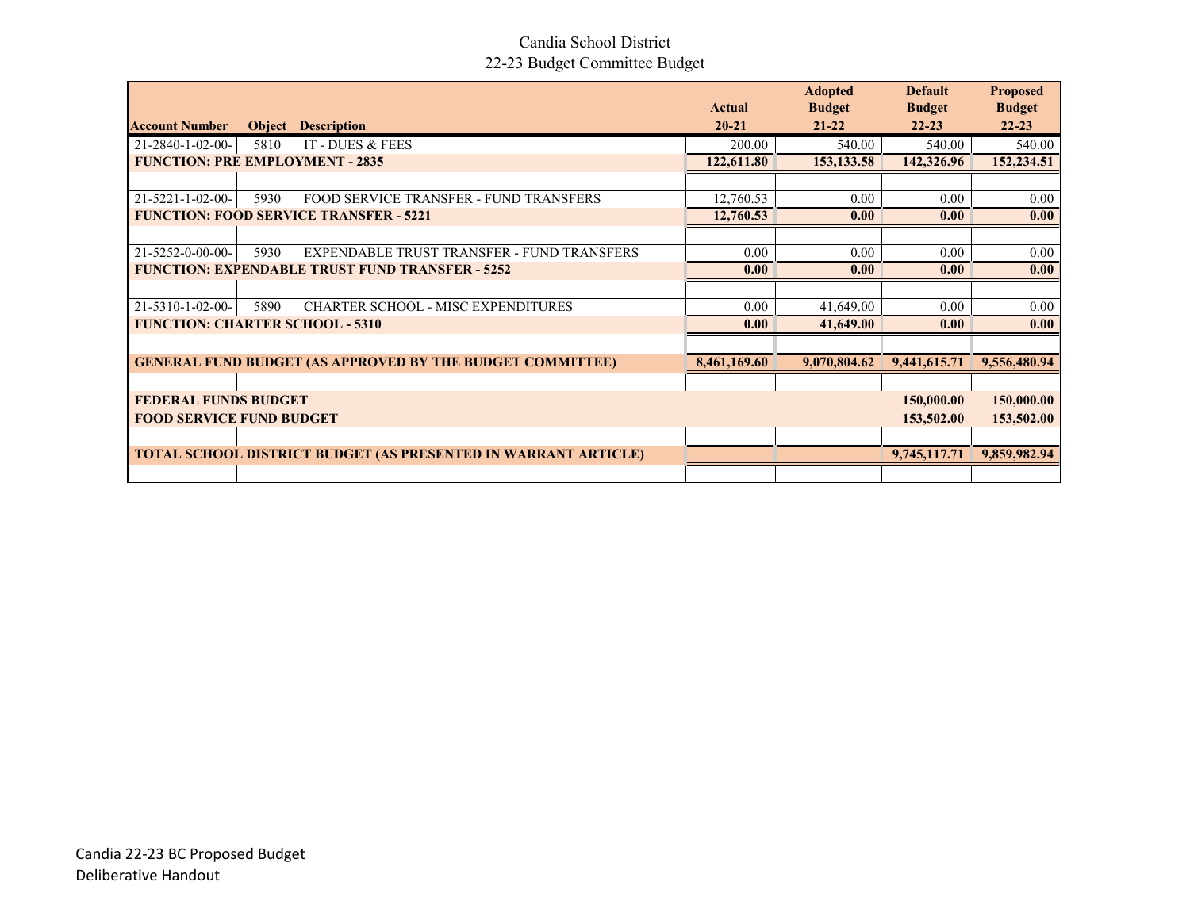# Candia School District
## 22-23 Budget Committee Budget

| Account Number | Object | Description | Actual 20-21 | Adopted Budget 21-22 | Default Budget 22-23 | Proposed Budget 22-23 |
|---|---|---|---|---|---|---|
| 21-2840-1-02-00- | 5810 | IT - DUES & FEES | 200.00 | 540.00 | 540.00 | 540.00 |
| **FUNCTION: PRE EMPLOYMENT - 2835** | | | **122,611.80** | **153,133.58** | **142,326.96** | **152,234.51** |
| | | | | | | |
| 21-5221-1-02-00- | 5930 | FOOD SERVICE TRANSFER - FUND TRANSFERS | 12,760.53 | 0.00 | 0.00 | 0.00 |
| **FUNCTION: FOOD SERVICE TRANSFER - 5221** | | | **12,760.53** | **0.00** | **0.00** | **0.00** |
| | | | | | | |
| 21-5252-0-00-00- | 5930 | EXPENDABLE TRUST TRANSFER - FUND TRANSFERS | 0.00 | 0.00 | 0.00 | 0.00 |
| **FUNCTION: EXPENDABLE TRUST FUND TRANSFER - 5252** | | | **0.00** | **0.00** | **0.00** | **0.00** |
| | | | | | | |
| 21-5310-1-02-00- | 5890 | CHARTER SCHOOL - MISC EXPENDITURES | 0.00 | 41,649.00 | 0.00 | 0.00 |
| **FUNCTION: CHARTER SCHOOL - 5310** | | | **0.00** | **41,649.00** | **0.00** | **0.00** |
| | | | | | | |
| **GENERAL FUND BUDGET (AS APPROVED BY THE BUDGET COMMITTEE)** | | | **8,461,169.60** | **9,070,804.62** | **9,441,615.71** | **9,556,480.94** |
| | | | | | | |
| **FEDERAL FUNDS BUDGET** | | | | | **150,000.00** | **150,000.00** |
| **FOOD SERVICE FUND BUDGET** | | | | | **153,502.00** | **153,502.00** |
| | | | | | | |
| **TOTAL SCHOOL DISTRICT BUDGET (AS PRESENTED IN WARRANT ARTICLE)** | | | | | **9,745,117.71** | **9,859,982.94** |

Candia 22-23 BC Proposed Budget
Deliberative Handout